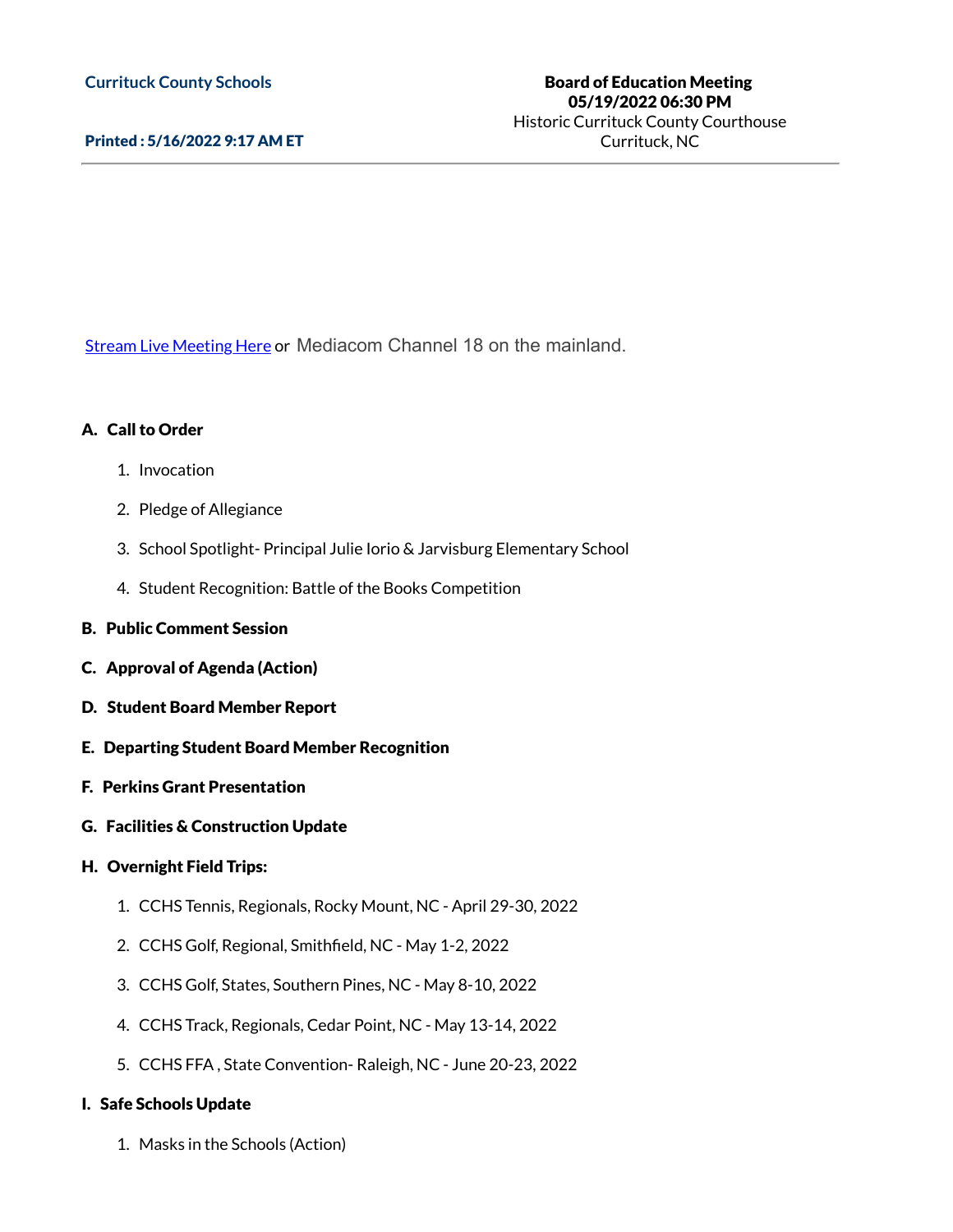**CurritSchools**

**Currituck County Schools**

**Printed : 5/16/2022 9:17 AM ET**

**Board of Education Meeting**
**05/19/2022 06:30 PM**
Historic Currituck County Courthouse
Currituck, NC

---

[Stream Live Meeting Here] or Mediacom Channel 18 on the mainland.

**A. Call to Order**

1. Invocation
2. Pledge of Allegiance
3. School Spotlight- Principal Julie Iorio & Jarvisburg Elementary School
4. Student Recognition: Battle of the Books Competition

**B. Public Comment Session**

**C. Approval of Agenda (Action)**

**D. Student Board Member Report**

**E. Departing Student Board Member Recognition**

**F. Perkins Grant Presentation**

**G. Facilities & Construction Update**

**H. Overnight Field Trips:**

1. CCHS Tennis, Regionals, Rocky Mount, NC - April 29-30, 2022
2. CCHS Golf, Regional, Smithfield, NC - May 1-2, 2022
3. CCHS Golf, States, Southern Pines, NC - May 8-10, 2022
4. CCHS Track, Regionals, Cedar Point, NC - May 13-14, 2022
5. CCHS FFA , State Convention- Raleigh, NC - June 20-23, 2022

**I. Safe Schools Update**

1. Masks in the Schools (Action)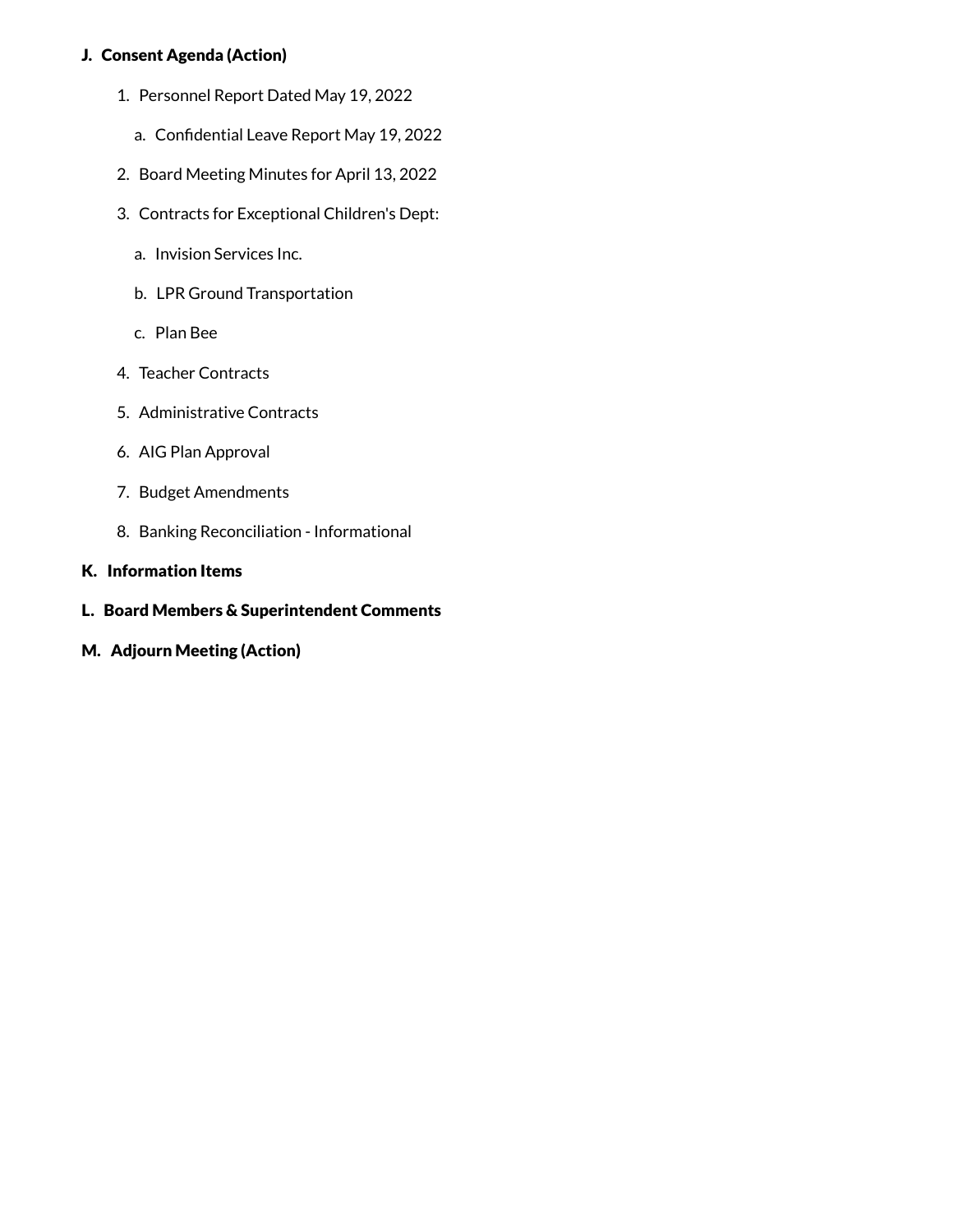**J. Consent Agenda (Action)**

1. Personnel Report Dated May 19, 2022
   a. Confidential Leave Report May 19, 2022
2. Board Meeting Minutes for April 13, 2022
3. Contracts for Exceptional Children's Dept:
   a. Invision Services Inc.
   b. LPR Ground Transportation
   c. Plan Bee
4. Teacher Contracts
5. Administrative Contracts
6. AIG Plan Approval
7. Budget Amendments
8. Banking Reconciliation - Informational

**K. Information Items**

**L. Board Members & Superintendent Comments**

**M. Adjourn Meeting (Action)**